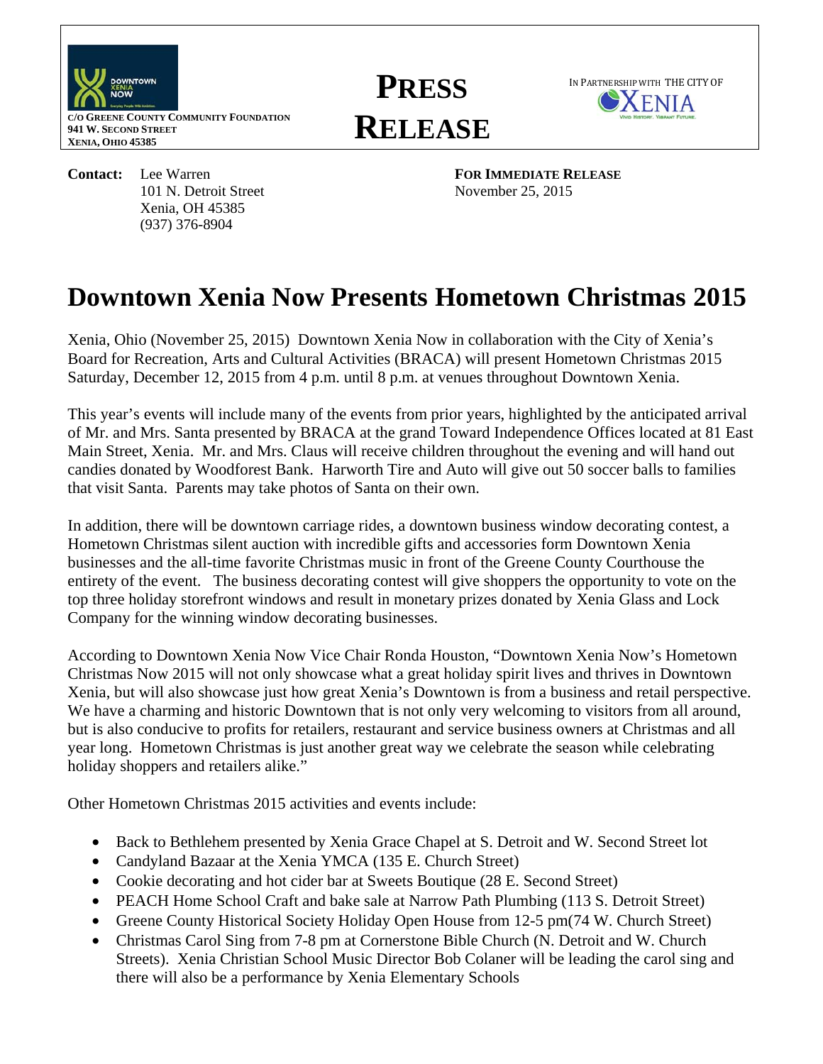C/O GREENE COUNTY COMMUNITY FOUNDATION
941 W. SECOND STREET
XENIA, OHIO 45385

**PRESS RELEASE**

IN PARTNERSHIP WITH THE CITY OF XENIA

**Contact:** Lee Warren
101 N. Detroit Street
Xenia, OH 45385
(937) 376-8904

**FOR IMMEDIATE RELEASE**
November 25, 2015

# Downtown Xenia Now Presents Hometown Christmas 2015

Xenia, Ohio (November 25, 2015) Downtown Xenia Now in collaboration with the City of Xenia's Board for Recreation, Arts and Cultural Activities (BRACA) will present Hometown Christmas 2015 Saturday, December 12, 2015 from 4 p.m. until 8 p.m. at venues throughout Downtown Xenia.

This year's events will include many of the events from prior years, highlighted by the anticipated arrival of Mr. and Mrs. Santa presented by BRACA at the grand Toward Independence Offices located at 81 East Main Street, Xenia. Mr. and Mrs. Claus will receive children throughout the evening and will hand out candies donated by Woodforest Bank. Harworth Tire and Auto will give out 50 soccer balls to families that visit Santa. Parents may take photos of Santa on their own.

In addition, there will be downtown carriage rides, a downtown business window decorating contest, a Hometown Christmas silent auction with incredible gifts and accessories form Downtown Xenia businesses and the all-time favorite Christmas music in front of the Greene County Courthouse the entirety of the event. The business decorating contest will give shoppers the opportunity to vote on the top three holiday storefront windows and result in monetary prizes donated by Xenia Glass and Lock Company for the winning window decorating businesses.

According to Downtown Xenia Now Vice Chair Ronda Houston, "Downtown Xenia Now's Hometown Christmas Now 2015 will not only showcase what a great holiday spirit lives and thrives in Downtown Xenia, but will also showcase just how great Xenia's Downtown is from a business and retail perspective. We have a charming and historic Downtown that is not only very welcoming to visitors from all around, but is also conducive to profits for retailers, restaurant and service business owners at Christmas and all year long. Hometown Christmas is just another great way we celebrate the season while celebrating holiday shoppers and retailers alike."

Other Hometown Christmas 2015 activities and events include:

- Back to Bethlehem presented by Xenia Grace Chapel at S. Detroit and W. Second Street lot
- Candyland Bazaar at the Xenia YMCA (135 E. Church Street)
- Cookie decorating and hot cider bar at Sweets Boutique (28 E. Second Street)
- PEACH Home School Craft and bake sale at Narrow Path Plumbing (113 S. Detroit Street)
- Greene County Historical Society Holiday Open House from 12-5 pm(74 W. Church Street)
- Christmas Carol Sing from 7-8 pm at Cornerstone Bible Church (N. Detroit and W. Church Streets). Xenia Christian School Music Director Bob Colaner will be leading the carol sing and there will also be a performance by Xenia Elementary Schools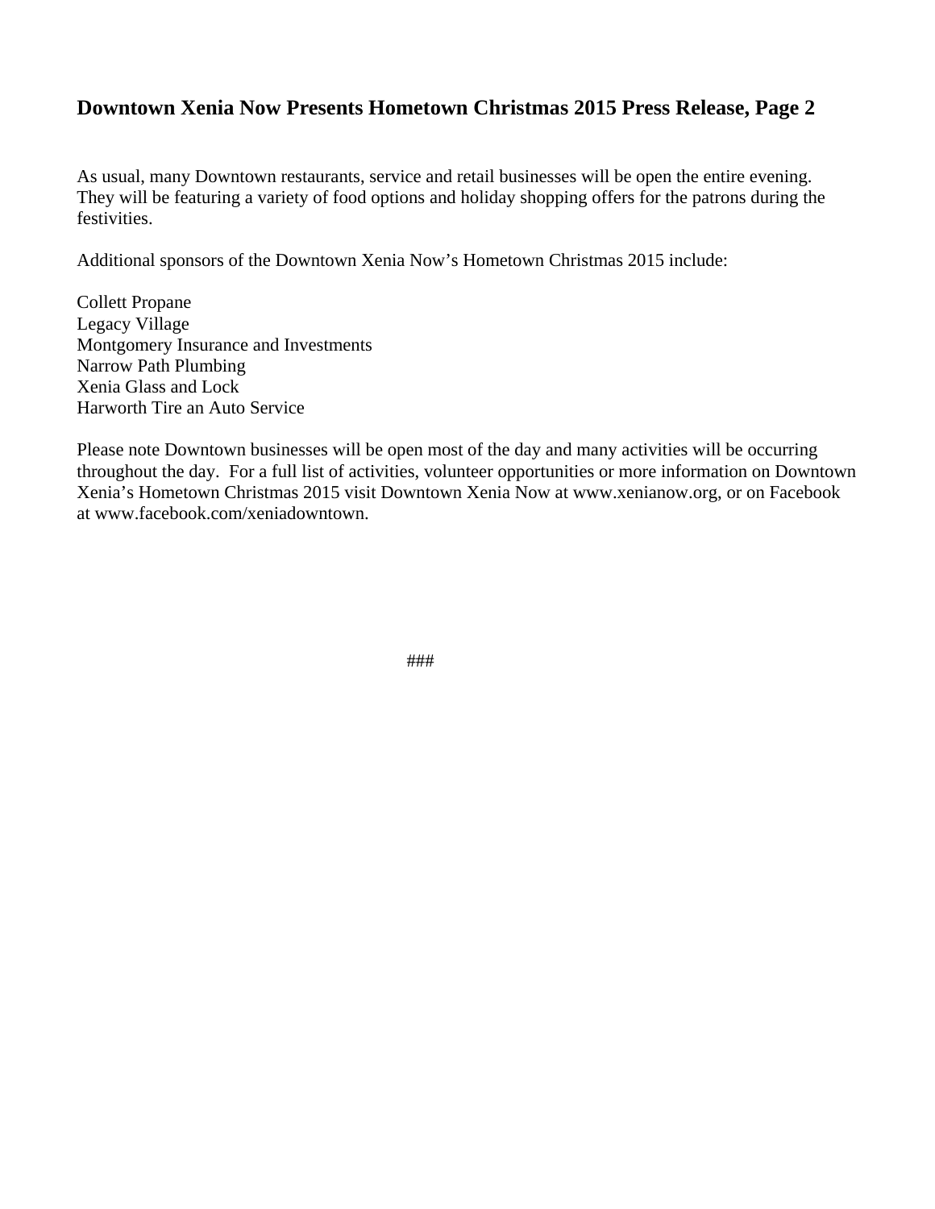**Downtown Xenia Now Presents Hometown Christmas 2015 Press Release, Page 2**

As usual, many Downtown restaurants, service and retail businesses will be open the entire evening. They will be featuring a variety of food options and holiday shopping offers for the patrons during the festivities.

Additional sponsors of the Downtown Xenia Now's Hometown Christmas 2015 include:

Collett Propane
Legacy Village
Montgomery Insurance and Investments
Narrow Path Plumbing
Xenia Glass and Lock
Harworth Tire an Auto Service

Please note Downtown businesses will be open most of the day and many activities will be occurring throughout the day. For a full list of activities, volunteer opportunities or more information on Downtown Xenia's Hometown Christmas 2015 visit Downtown Xenia Now at www.xenianow.org, or on Facebook at www.facebook.com/xeniadowntown.

###